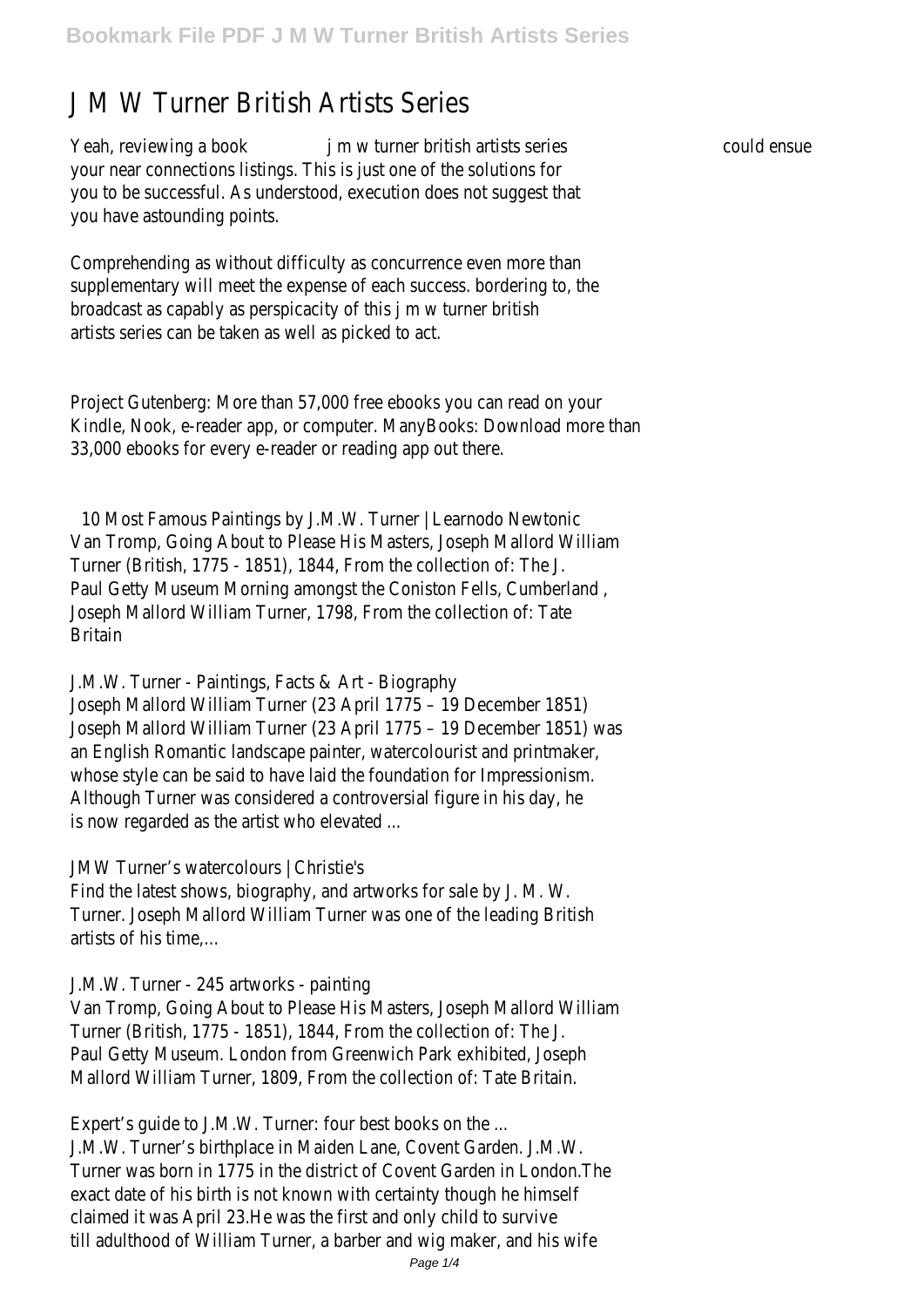# J M W Turner British Artists Series

Yeah, reviewing a book j m w turner british artists series could ensue your near connections listings. This is just one of the solutions for you to be successful. As understood, execution does not suggest that you have astounding points.

Comprehending as without difficulty as concurrence even more than supplementary will meet the expense of each success. bordering to, the broadcast as capably as perspicacity of this j m w turner british artists series can be taken as well as picked to act.

Project Gutenberg: More than 57,000 free ebooks you can read on your Kindle, Nook, e-reader app, or computer. ManyBooks: Download more than 33,000 ebooks for every e-reader or reading app out there.

## 10 Most Famous Paintings by J.M.W. Turner | Learnodo Newtonic

Van Tromp, Going About to Please His Masters, Joseph Mallord William Turner (British, 1775 - 1851), 1844, From the collection of: The J. Paul Getty Museum Morning amongst the Coniston Fells, Cumberland , Joseph Mallord William Turner, 1798, From the collection of: Tate Britain

## J.M.W. Turner - Paintings, Facts & Art - Biography

Joseph Mallord William Turner (23 April 1775 – 19 December 1851) Joseph Mallord William Turner (23 April 1775 – 19 December 1851) was an English Romantic landscape painter, watercolourist and printmaker, whose style can be said to have laid the foundation for Impressionism. Although Turner was considered a controversial figure in his day, he is now regarded as the artist who elevated ...

## JMW Turner's watercolours | Christie's

Find the latest shows, biography, and artworks for sale by J. M. W. Turner. Joseph Mallord William Turner was one of the leading British artists of his time,...

## J.M.W. Turner - 245 artworks - painting

Van Tromp, Going About to Please His Masters, Joseph Mallord William Turner (British, 1775 - 1851), 1844, From the collection of: The J. Paul Getty Museum. London from Greenwich Park exhibited, Joseph Mallord William Turner, 1809, From the collection of: Tate Britain.

## Expert's guide to J.M.W. Turner: four best books on the ...

J.M.W. Turner's birthplace in Maiden Lane, Covent Garden. J.M.W. Turner was born in 1775 in the district of Covent Garden in London.The exact date of his birth is not known with certainty though he himself claimed it was April 23.He was the first and only child to survive till adulthood of William Turner, a barber and wig maker, and his wife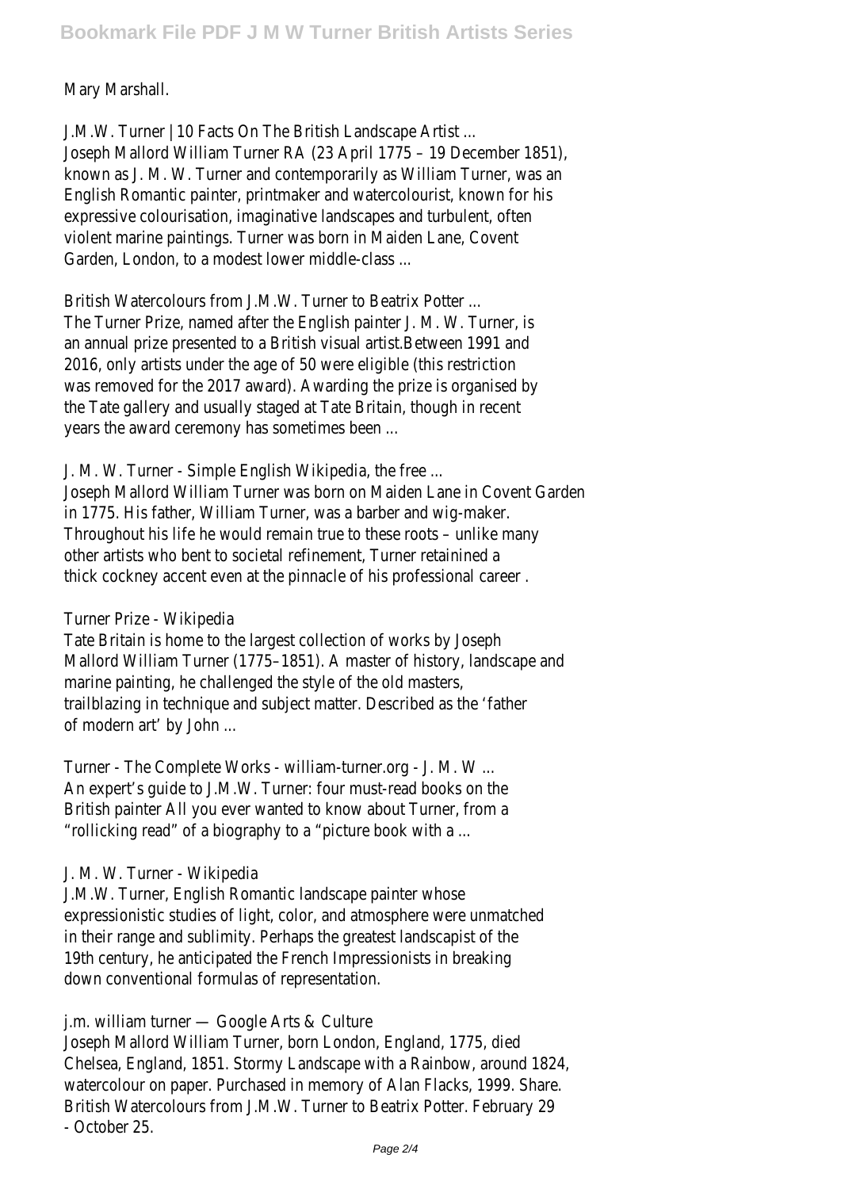Mary Marshall.

J.M.W. Turner | 10 Facts On The British Landscape Artist ...
Joseph Mallord William Turner RA (23 April 1775 – 19 December 1851), known as J. M. W. Turner and contemporarily as William Turner, was an English Romantic painter, printmaker and watercolourist, known for his expressive colourisation, imaginative landscapes and turbulent, often violent marine paintings. Turner was born in Maiden Lane, Covent Garden, London, to a modest lower middle-class ...

British Watercolours from J.M.W. Turner to Beatrix Potter ...
The Turner Prize, named after the English painter J. M. W. Turner, is an annual prize presented to a British visual artist.Between 1991 and 2016, only artists under the age of 50 were eligible (this restriction was removed for the 2017 award). Awarding the prize is organised by the Tate gallery and usually staged at Tate Britain, though in recent years the award ceremony has sometimes been ...

J. M. W. Turner - Simple English Wikipedia, the free ...
Joseph Mallord William Turner was born on Maiden Lane in Covent Garden in 1775. His father, William Turner, was a barber and wig-maker. Throughout his life he would remain true to these roots – unlike many other artists who bent to societal refinement, Turner retainined a thick cockney accent even at the pinnacle of his professional career .

Turner Prize - Wikipedia
Tate Britain is home to the largest collection of works by Joseph Mallord William Turner (1775–1851). A master of history, landscape and marine painting, he challenged the style of the old masters, trailblazing in technique and subject matter. Described as the 'father of modern art' by John ...

Turner - The Complete Works - william-turner.org - J. M. W ...
An expert's guide to J.M.W. Turner: four must-read books on the British painter All you ever wanted to know about Turner, from a "rollicking read" of a biography to a "picture book with a ...

J. M. W. Turner - Wikipedia
J.M.W. Turner, English Romantic landscape painter whose expressionistic studies of light, color, and atmosphere were unmatched in their range and sublimity. Perhaps the greatest landscapist of the 19th century, he anticipated the French Impressionists in breaking down conventional formulas of representation.

j.m. william turner — Google Arts & Culture
Joseph Mallord William Turner, born London, England, 1775, died Chelsea, England, 1851. Stormy Landscape with a Rainbow, around 1824, watercolour on paper. Purchased in memory of Alan Flacks, 1999. Share. British Watercolours from J.M.W. Turner to Beatrix Potter. February 29 - October 25.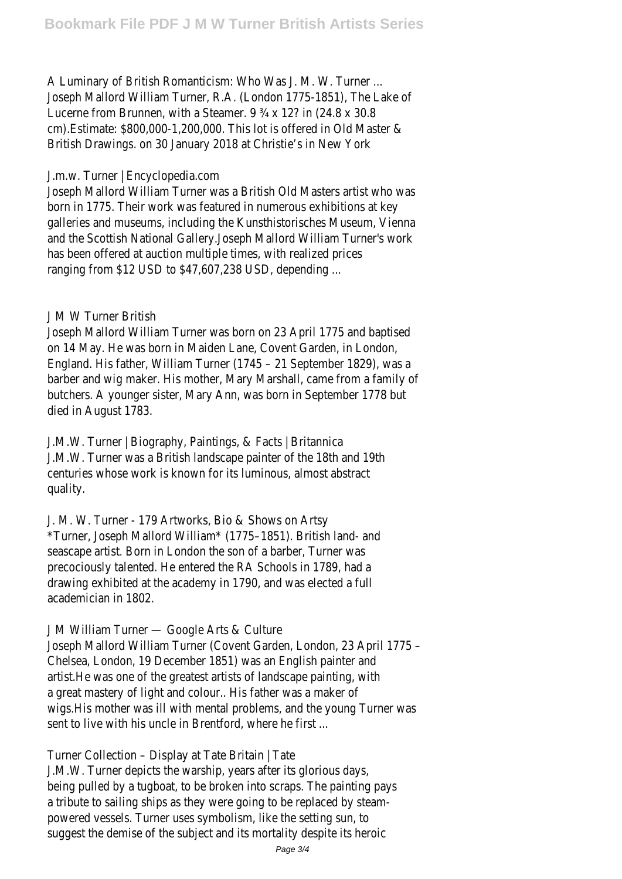A Luminary of British Romanticism: Who Was J. M. W. Turner ...
Joseph Mallord William Turner, R.A. (London 1775-1851), The Lake of Lucerne from Brunnen, with a Steamer. 9 ¾ x 12? in (24.8 x 30.8 cm).Estimate: $800,000-1,200,000. This lot is offered in Old Master & British Drawings. on 30 January 2018 at Christie's in New York

J.m.w. Turner | Encyclopedia.com
Joseph Mallord William Turner was a British Old Masters artist who was born in 1775. Their work was featured in numerous exhibitions at key galleries and museums, including the Kunsthistorisches Museum, Vienna and the Scottish National Gallery.Joseph Mallord William Turner's work has been offered at auction multiple times, with realized prices ranging from $12 USD to $47,607,238 USD, depending ...

J M W Turner British
Joseph Mallord William Turner was born on 23 April 1775 and baptised on 14 May. He was born in Maiden Lane, Covent Garden, in London, England. His father, William Turner (1745 – 21 September 1829), was a barber and wig maker. His mother, Mary Marshall, came from a family of butchers. A younger sister, Mary Ann, was born in September 1778 but died in August 1783.

J.M.W. Turner | Biography, Paintings, & Facts | Britannica
J.M.W. Turner was a British landscape painter of the 18th and 19th centuries whose work is known for its luminous, almost abstract quality.

J. M. W. Turner - 179 Artworks, Bio & Shows on Artsy
*Turner, Joseph Mallord William* (1775–1851). British land- and seascape artist. Born in London the son of a barber, Turner was precociously talented. He entered the RA Schools in 1789, had a drawing exhibited at the academy in 1790, and was elected a full academician in 1802.

J M William Turner — Google Arts & Culture
Joseph Mallord William Turner (Covent Garden, London, 23 April 1775 – Chelsea, London, 19 December 1851) was an English painter and artist.He was one of the greatest artists of landscape painting, with a great mastery of light and colour.. His father was a maker of wigs.His mother was ill with mental problems, and the young Turner was sent to live with his uncle in Brentford, where he first ...

Turner Collection – Display at Tate Britain | Tate
J.M.W. Turner depicts the warship, years after its glorious days, being pulled by a tugboat, to be broken into scraps. The painting pays a tribute to sailing ships as they were going to be replaced by steam-powered vessels. Turner uses symbolism, like the setting sun, to suggest the demise of the subject and its mortality despite its heroic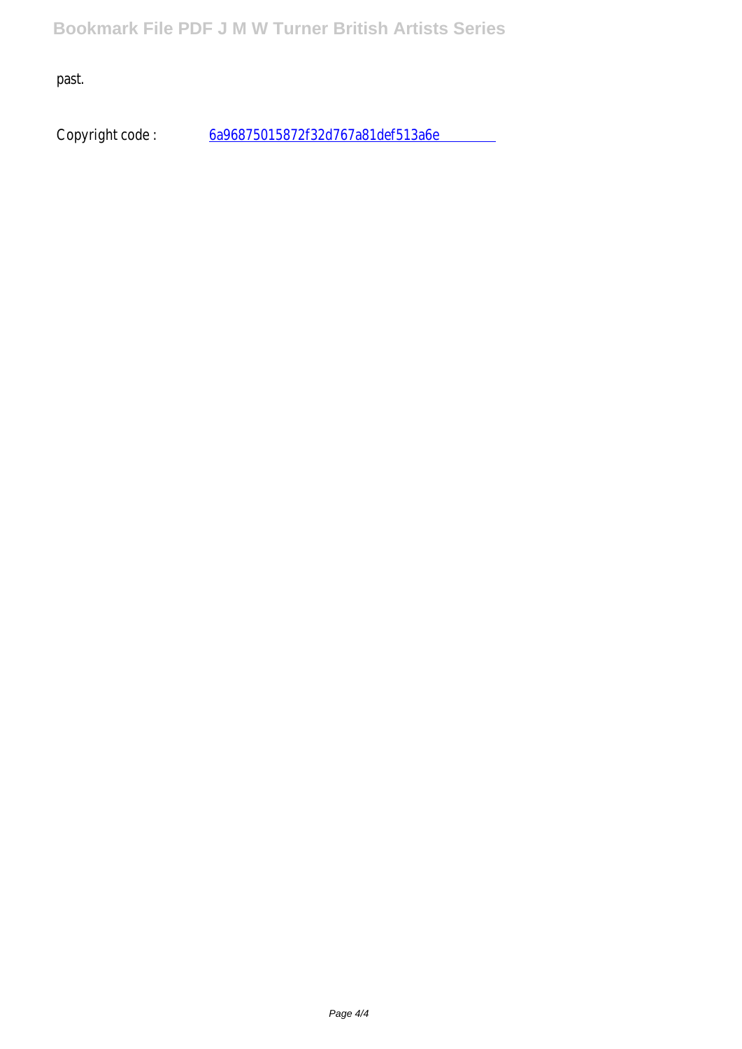past.

Copyright code : 6a96875015872f32d767a81def513a6e